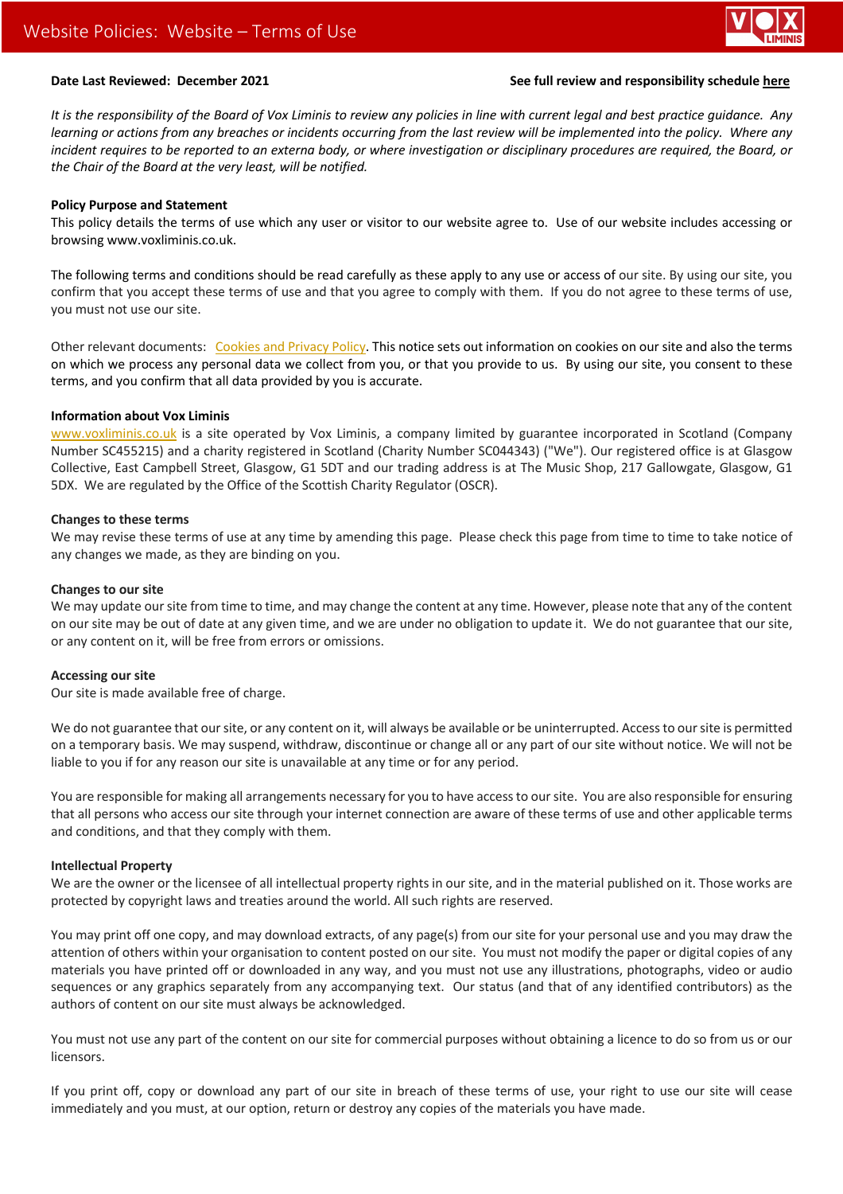# Website Policies: Website – Terms of Use

**Date Last Reviewed: December 2021** **See full review and responsibility schedule here**

*It is the responsibility of the Board of Vox Liminis to review any policies in line with current legal and best practice guidance. Any learning or actions from any breaches or incidents occurring from the last review will be implemented into the policy. Where any incident requires to be reported to an externa body, or where investigation or disciplinary procedures are required, the Board, or the Chair of the Board at the very least, will be notified.*

**Policy Purpose and Statement**

This policy details the terms of use which any user or visitor to our website agree to. Use of our website includes accessing or browsing www.voxliminis.co.uk.

The following terms and conditions should be read carefully as these apply to any use or access of our site. By using our site, you confirm that you accept these terms of use and that you agree to comply with them. If you do not agree to these terms of use, you must not use our site.

Other relevant documents: Cookies and Privacy Policy. This notice sets out information on cookies on our site and also the terms on which we process any personal data we collect from you, or that you provide to us. By using our site, you consent to these terms, and you confirm that all data provided by you is accurate.

**Information about Vox Liminis**

www.voxliminis.co.uk is a site operated by Vox Liminis, a company limited by guarantee incorporated in Scotland (Company Number SC455215) and a charity registered in Scotland (Charity Number SC044343) ("We"). Our registered office is at Glasgow Collective, East Campbell Street, Glasgow, G1 5DT and our trading address is at The Music Shop, 217 Gallowgate, Glasgow, G1 5DX. We are regulated by the Office of the Scottish Charity Regulator (OSCR).

**Changes to these terms**

We may revise these terms of use at any time by amending this page. Please check this page from time to time to take notice of any changes we made, as they are binding on you.

**Changes to our site**

We may update our site from time to time, and may change the content at any time. However, please note that any of the content on our site may be out of date at any given time, and we are under no obligation to update it. We do not guarantee that our site, or any content on it, will be free from errors or omissions.

**Accessing our site**

Our site is made available free of charge.

We do not guarantee that our site, or any content on it, will always be available or be uninterrupted. Access to our site is permitted on a temporary basis. We may suspend, withdraw, discontinue or change all or any part of our site without notice. We will not be liable to you if for any reason our site is unavailable at any time or for any period.

You are responsible for making all arrangements necessary for you to have access to our site. You are also responsible for ensuring that all persons who access our site through your internet connection are aware of these terms of use and other applicable terms and conditions, and that they comply with them.

**Intellectual Property**

We are the owner or the licensee of all intellectual property rights in our site, and in the material published on it. Those works are protected by copyright laws and treaties around the world. All such rights are reserved.

You may print off one copy, and may download extracts, of any page(s) from our site for your personal use and you may draw the attention of others within your organisation to content posted on our site. You must not modify the paper or digital copies of any materials you have printed off or downloaded in any way, and you must not use any illustrations, photographs, video or audio sequences or any graphics separately from any accompanying text. Our status (and that of any identified contributors) as the authors of content on our site must always be acknowledged.

You must not use any part of the content on our site for commercial purposes without obtaining a licence to do so from us or our licensors.

If you print off, copy or download any part of our site in breach of these terms of use, your right to use our site will cease immediately and you must, at our option, return or destroy any copies of the materials you have made.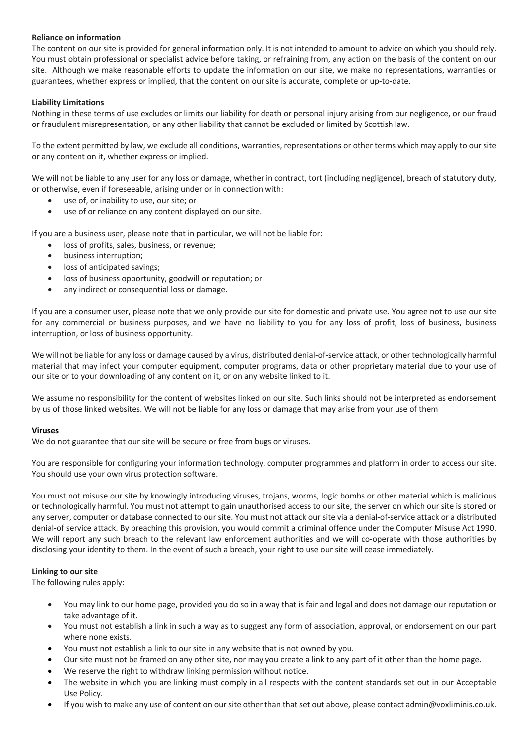**Reliance on information**

The content on our site is provided for general information only. It is not intended to amount to advice on which you should rely. You must obtain professional or specialist advice before taking, or refraining from, any action on the basis of the content on our site. Although we make reasonable efforts to update the information on our site, we make no representations, warranties or guarantees, whether express or implied, that the content on our site is accurate, complete or up-to-date.

**Liability Limitations**

Nothing in these terms of use excludes or limits our liability for death or personal injury arising from our negligence, or our fraud or fraudulent misrepresentation, or any other liability that cannot be excluded or limited by Scottish law.

To the extent permitted by law, we exclude all conditions, warranties, representations or other terms which may apply to our site or any content on it, whether express or implied.

We will not be liable to any user for any loss or damage, whether in contract, tort (including negligence), breach of statutory duty, or otherwise, even if foreseeable, arising under or in connection with:

- use of, or inability to use, our site; or
- use of or reliance on any content displayed on our site.

If you are a business user, please note that in particular, we will not be liable for:

- loss of profits, sales, business, or revenue;
- business interruption;
- loss of anticipated savings;
- loss of business opportunity, goodwill or reputation; or
- any indirect or consequential loss or damage.

If you are a consumer user, please note that we only provide our site for domestic and private use. You agree not to use our site for any commercial or business purposes, and we have no liability to you for any loss of profit, loss of business, business interruption, or loss of business opportunity.

We will not be liable for any loss or damage caused by a virus, distributed denial-of-service attack, or other technologically harmful material that may infect your computer equipment, computer programs, data or other proprietary material due to your use of our site or to your downloading of any content on it, or on any website linked to it.

We assume no responsibility for the content of websites linked on our site. Such links should not be interpreted as endorsement by us of those linked websites. We will not be liable for any loss or damage that may arise from your use of them

**Viruses**

We do not guarantee that our site will be secure or free from bugs or viruses.

You are responsible for configuring your information technology, computer programmes and platform in order to access our site. You should use your own virus protection software.

You must not misuse our site by knowingly introducing viruses, trojans, worms, logic bombs or other material which is malicious or technologically harmful. You must not attempt to gain unauthorised access to our site, the server on which our site is stored or any server, computer or database connected to our site. You must not attack our site via a denial-of-service attack or a distributed denial-of service attack. By breaching this provision, you would commit a criminal offence under the Computer Misuse Act 1990. We will report any such breach to the relevant law enforcement authorities and we will co-operate with those authorities by disclosing your identity to them. In the event of such a breach, your right to use our site will cease immediately.

**Linking to our site**

The following rules apply:

- You may link to our home page, provided you do so in a way that is fair and legal and does not damage our reputation or take advantage of it.
- You must not establish a link in such a way as to suggest any form of association, approval, or endorsement on our part where none exists.
- You must not establish a link to our site in any website that is not owned by you.
- Our site must not be framed on any other site, nor may you create a link to any part of it other than the home page.
- We reserve the right to withdraw linking permission without notice.
- The website in which you are linking must comply in all respects with the content standards set out in our Acceptable Use Policy.
- If you wish to make any use of content on our site other than that set out above, please contact admin@voxliminis.co.uk.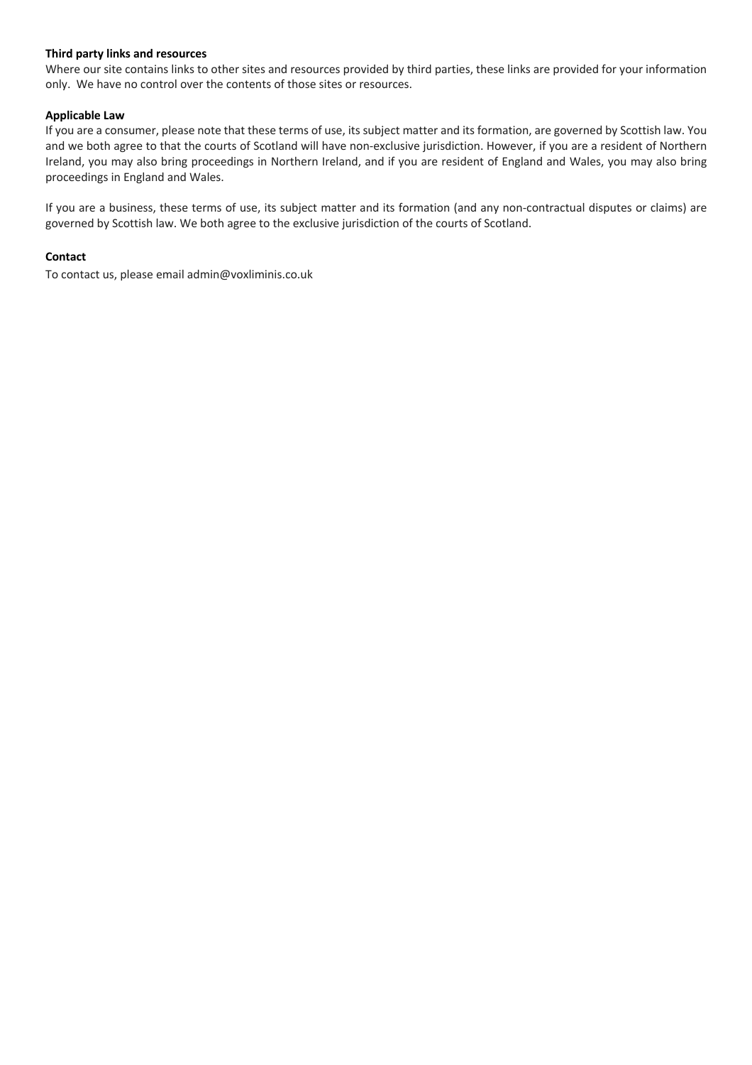**Third party links and resources**

Where our site contains links to other sites and resources provided by third parties, these links are provided for your information only. We have no control over the contents of those sites or resources.

**Applicable Law**

If you are a consumer, please note that these terms of use, its subject matter and its formation, are governed by Scottish law. You and we both agree to that the courts of Scotland will have non-exclusive jurisdiction. However, if you are a resident of Northern Ireland, you may also bring proceedings in Northern Ireland, and if you are resident of England and Wales, you may also bring proceedings in England and Wales.

If you are a business, these terms of use, its subject matter and its formation (and any non-contractual disputes or claims) are governed by Scottish law. We both agree to the exclusive jurisdiction of the courts of Scotland.

**Contact**

To contact us, please email admin@voxliminis.co.uk